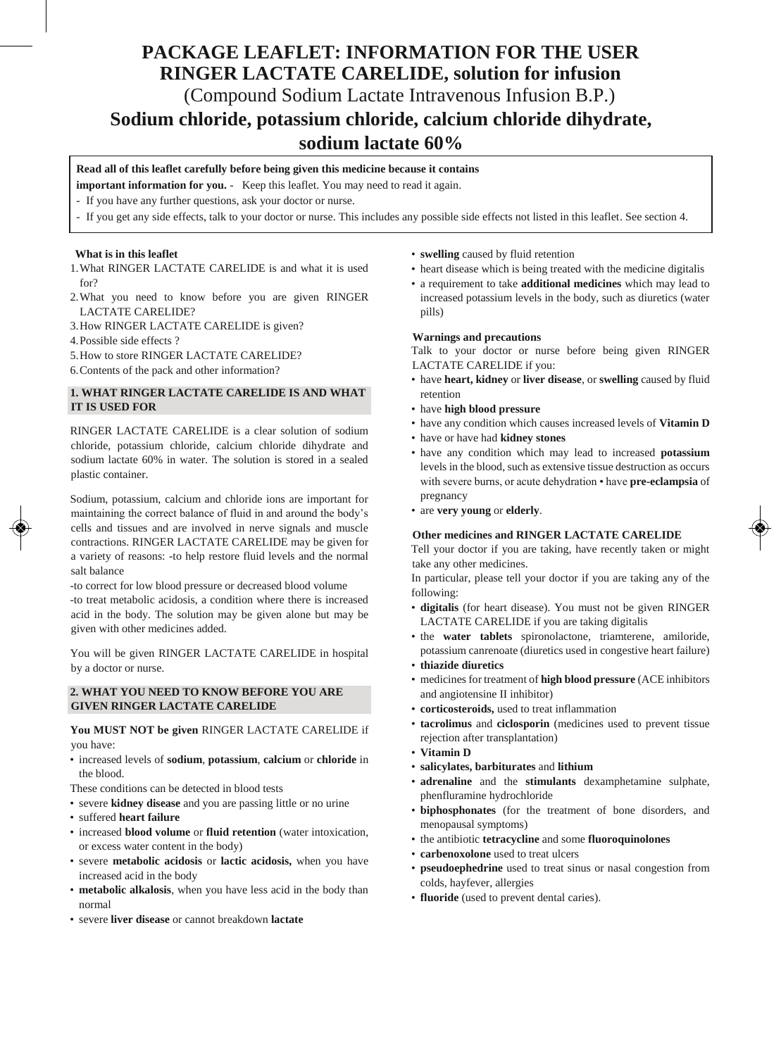# PACKAGE LEAFLET: INFORMATION FOR THE USER

# RINGER LACTATE CARELIDE, solution for infusion

(Compound Sodium Lactate Intravenous Infusion B.P.)

## Sodium chloride, potassium chloride, calcium chloride dihydrate, sodium lactate 60%

**Read all of this leaflet carefully before being given this medicine because it contains important information for you.** - Keep this leaflet. You may need to read it again.

- If you have any further questions, ask your doctor or nurse.
- If you get any side effects, talk to your doctor or nurse. This includes any possible side effects not listed in this leaflet. See section 4.

**What is in this leaflet**

1. What RINGER LACTATE CARELIDE is and what it is used for?
2. What you need to know before you are given RINGER LACTATE CARELIDE?
3. How RINGER LACTATE CARELIDE is given?
4. Possible side effects ?
5. How to store RINGER LACTATE CARELIDE?
6. Contents of the pack and other information?

### 1. WHAT RINGER LACTATE CARELIDE IS AND WHAT IT IS USED FOR

RINGER LACTATE CARELIDE is a clear solution of sodium chloride, potassium chloride, calcium chloride dihydrate and sodium lactate 60% in water. The solution is stored in a sealed plastic container.

Sodium, potassium, calcium and chloride ions are important for maintaining the correct balance of fluid in and around the body's cells and tissues and are involved in nerve signals and muscle contractions. RINGER LACTATE CARELIDE may be given for a variety of reasons: -to help restore fluid levels and the normal salt balance

-to correct for low blood pressure or decreased blood volume

-to treat metabolic acidosis, a condition where there is increased acid in the body. The solution may be given alone but may be given with other medicines added.

You will be given RINGER LACTATE CARELIDE in hospital by a doctor or nurse.

### 2. WHAT YOU NEED TO KNOW BEFORE YOU ARE GIVEN RINGER LACTATE CARELIDE

**You MUST NOT be given** RINGER LACTATE CARELIDE if you have:

- increased levels of **sodium**, **potassium**, **calcium** or **chloride** in the blood.

These conditions can be detected in blood tests

- severe **kidney disease** and you are passing little or no urine
- suffered **heart failure**
- increased **blood volume** or **fluid retention** (water intoxication, or excess water content in the body)
- severe **metabolic acidosis** or **lactic acidosis,** when you have increased acid in the body
- **metabolic alkalosis**, when you have less acid in the body than normal
- severe **liver disease** or cannot breakdown **lactate**
- **swelling** caused by fluid retention
- heart disease which is being treated with the medicine digitalis
- a requirement to take **additional medicines** which may lead to increased potassium levels in the body, such as diuretics (water pills)

**Warnings and precautions**

Talk to your doctor or nurse before being given RINGER LACTATE CARELIDE if you:

- have **heart, kidney** or **liver disease**, or **swelling** caused by fluid retention
- have **high blood pressure**
- have any condition which causes increased levels of **Vitamin D**
- have or have had **kidney stones**
- have any condition which may lead to increased **potassium** levels in the blood, such as extensive tissue destruction as occurs with severe burns, or acute dehydration • have **pre-eclampsia** of pregnancy
- are **very young** or **elderly**.

**Other medicines and RINGER LACTATE CARELIDE**

Tell your doctor if you are taking, have recently taken or might take any other medicines.

In particular, please tell your doctor if you are taking any of the following:

- **digitalis** (for heart disease). You must not be given RINGER LACTATE CARELIDE if you are taking digitalis
- the **water tablets** spironolactone, triamterene, amiloride, potassium canrenoate (diuretics used in congestive heart failure)
- **thiazide diuretics**
- medicines for treatment of **high blood pressure** (ACE inhibitors and angiotensine II inhibitor)
- **corticosteroids,** used to treat inflammation
- **tacrolimus** and **ciclosporin** (medicines used to prevent tissue rejection after transplantation)
- **Vitamin D**
- **salicylates, barbiturates** and **lithium**
- **adrenaline** and the **stimulants** dexamphetamine sulphate, phenfluramine hydrochloride
- **biphosphonates** (for the treatment of bone disorders, and menopausal symptoms)
- the antibiotic **tetracycline** and some **fluoroquinolones**
- **carbenoxolone** used to treat ulcers
- **pseudoephedrine** used to treat sinus or nasal congestion from colds, hayfever, allergies
- **fluoride** (used to prevent dental caries).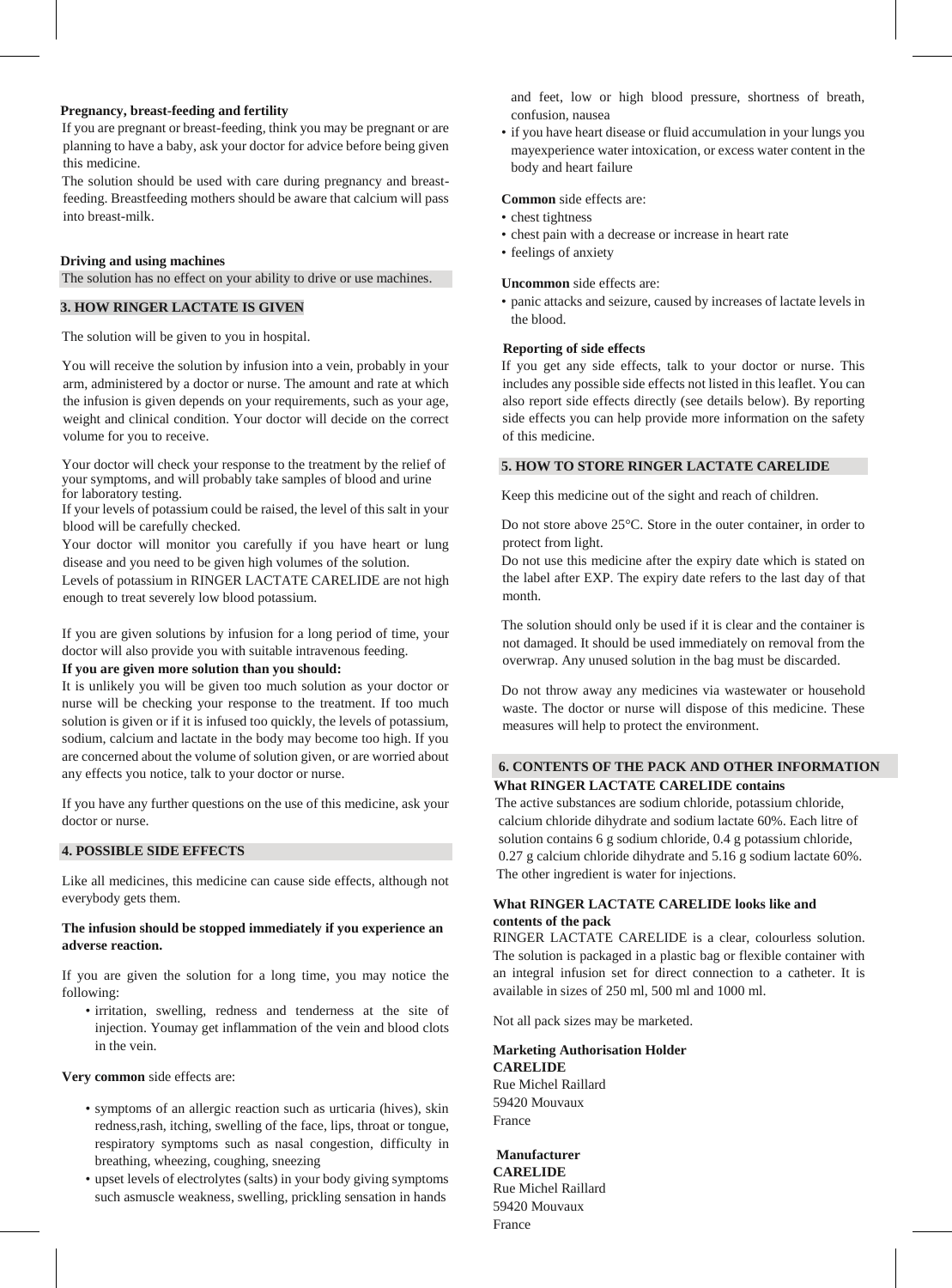**Pregnancy, breast-feeding and fertility**

If you are pregnant or breast-feeding, think you may be pregnant or are planning to have a baby, ask your doctor for advice before being given this medicine.

The solution should be used with care during pregnancy and breast-feeding. Breastfeeding mothers should be aware that calcium will pass into breast-milk.

**Driving and using machines**

The solution has no effect on your ability to drive or use machines.

## 3. HOW RINGER LACTATE IS GIVEN

The solution will be given to you in hospital.

You will receive the solution by infusion into a vein, probably in your arm, administered by a doctor or nurse. The amount and rate at which the infusion is given depends on your requirements, such as your age, weight and clinical condition. Your doctor will decide on the correct volume for you to receive.

Your doctor will check your response to the treatment by the relief of your symptoms, and will probably take samples of blood and urine for laboratory testing.

If your levels of potassium could be raised, the level of this salt in your blood will be carefully checked.

Your doctor will monitor you carefully if you have heart or lung disease and you need to be given high volumes of the solution.

Levels of potassium in RINGER LACTATE CARELIDE are not high enough to treat severely low blood potassium.

If you are given solutions by infusion for a long period of time, your doctor will also provide you with suitable intravenous feeding.

**If you are given more solution than you should:**

It is unlikely you will be given too much solution as your doctor or nurse will be checking your response to the treatment. If too much solution is given or if it is infused too quickly, the levels of potassium, sodium, calcium and lactate in the body may become too high. If you are concerned about the volume of solution given, or are worried about any effects you notice, talk to your doctor or nurse.

If you have any further questions on the use of this medicine, ask your doctor or nurse.

## 4. POSSIBLE SIDE EFFECTS

Like all medicines, this medicine can cause side effects, although not everybody gets them.

**The infusion should be stopped immediately if you experience an adverse reaction.**

If you are given the solution for a long time, you may notice the following:

- irritation, swelling, redness and tenderness at the site of injection. Youmay get inflammation of the vein and blood clots in the vein.

**Very common** side effects are:

- symptoms of an allergic reaction such as urticaria (hives), skin redness,rash, itching, swelling of the face, lips, throat or tongue, respiratory symptoms such as nasal congestion, difficulty in breathing, wheezing, coughing, sneezing
- upset levels of electrolytes (salts) in your body giving symptoms such asmuscle weakness, swelling, prickling sensation in hands and feet, low or high blood pressure, shortness of breath, confusion, nausea
- if you have heart disease or fluid accumulation in your lungs you mayexperience water intoxication, or excess water content in the body and heart failure

**Common** side effects are:

- chest tightness
- chest pain with a decrease or increase in heart rate
- feelings of anxiety

**Uncommon** side effects are:

- panic attacks and seizure, caused by increases of lactate levels in the blood.

**Reporting of side effects**

If you get any side effects, talk to your doctor or nurse. This includes any possible side effects not listed in this leaflet. You can also report side effects directly (see details below). By reporting side effects you can help provide more information on the safety of this medicine.

## 5. HOW TO STORE RINGER LACTATE CARELIDE

Keep this medicine out of the sight and reach of children.

Do not store above 25°C. Store in the outer container, in order to protect from light.

Do not use this medicine after the expiry date which is stated on the label after EXP. The expiry date refers to the last day of that month.

The solution should only be used if it is clear and the container is not damaged. It should be used immediately on removal from the overwrap. Any unused solution in the bag must be discarded.

Do not throw away any medicines via wastewater or household waste. The doctor or nurse will dispose of this medicine. These measures will help to protect the environment.

## 6. CONTENTS OF THE PACK AND OTHER INFORMATION

**What RINGER LACTATE CARELIDE contains**

The active substances are sodium chloride, potassium chloride, calcium chloride dihydrate and sodium lactate 60%. Each litre of solution contains 6 g sodium chloride, 0.4 g potassium chloride, 0.27 g calcium chloride dihydrate and 5.16 g sodium lactate 60%. The other ingredient is water for injections.

**What RINGER LACTATE CARELIDE looks like and contents of the pack**

RINGER LACTATE CARELIDE is a clear, colourless solution. The solution is packaged in a plastic bag or flexible container with an integral infusion set for direct connection to a catheter. It is available in sizes of 250 ml, 500 ml and 1000 ml.

Not all pack sizes may be marketed.

**Marketing Authorisation Holder**
**CARELIDE**
Rue Michel Raillard
59420 Mouvaux
France

**Manufacturer**
**CARELIDE**
Rue Michel Raillard
59420 Mouvaux
France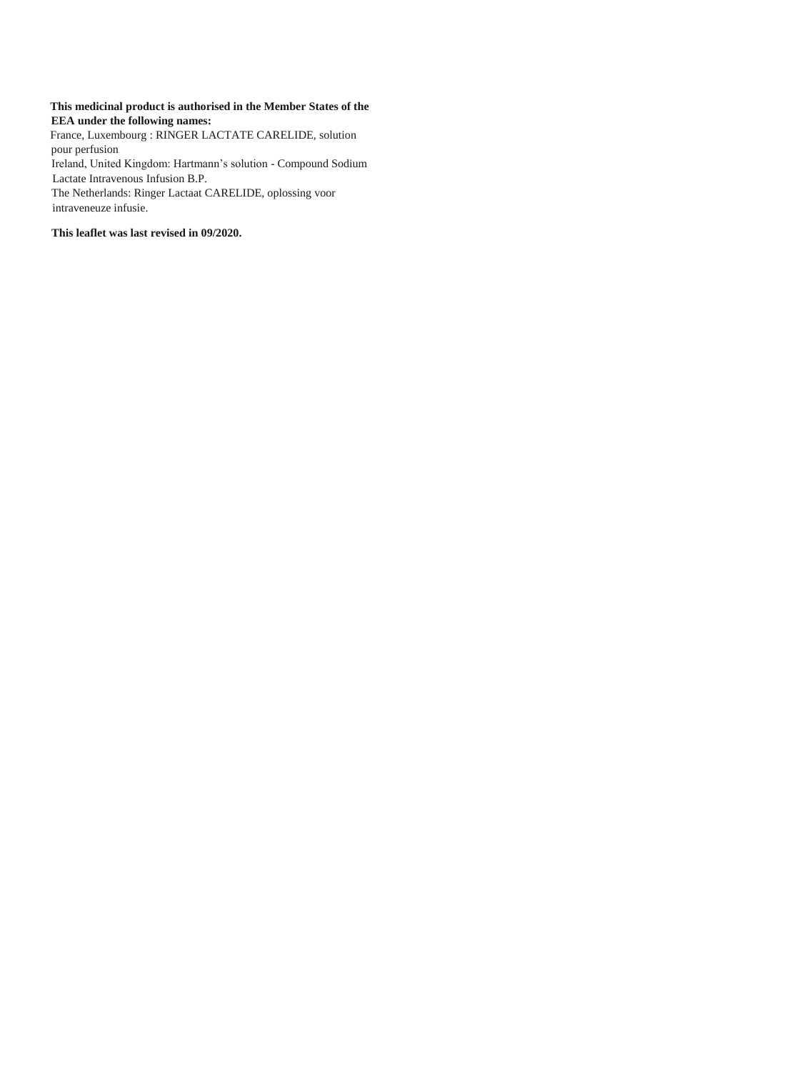**This medicinal product is authorised in the Member States of the EEA under the following names:**

France, Luxembourg : RINGER LACTATE CARELIDE, solution pour perfusion

Ireland, United Kingdom: Hartmann's solution - Compound Sodium Lactate Intravenous Infusion B.P.

The Netherlands: Ringer Lactaat CARELIDE, oplossing voor intraveneuze infusie.

**This leaflet was last revised in 09/2020.**